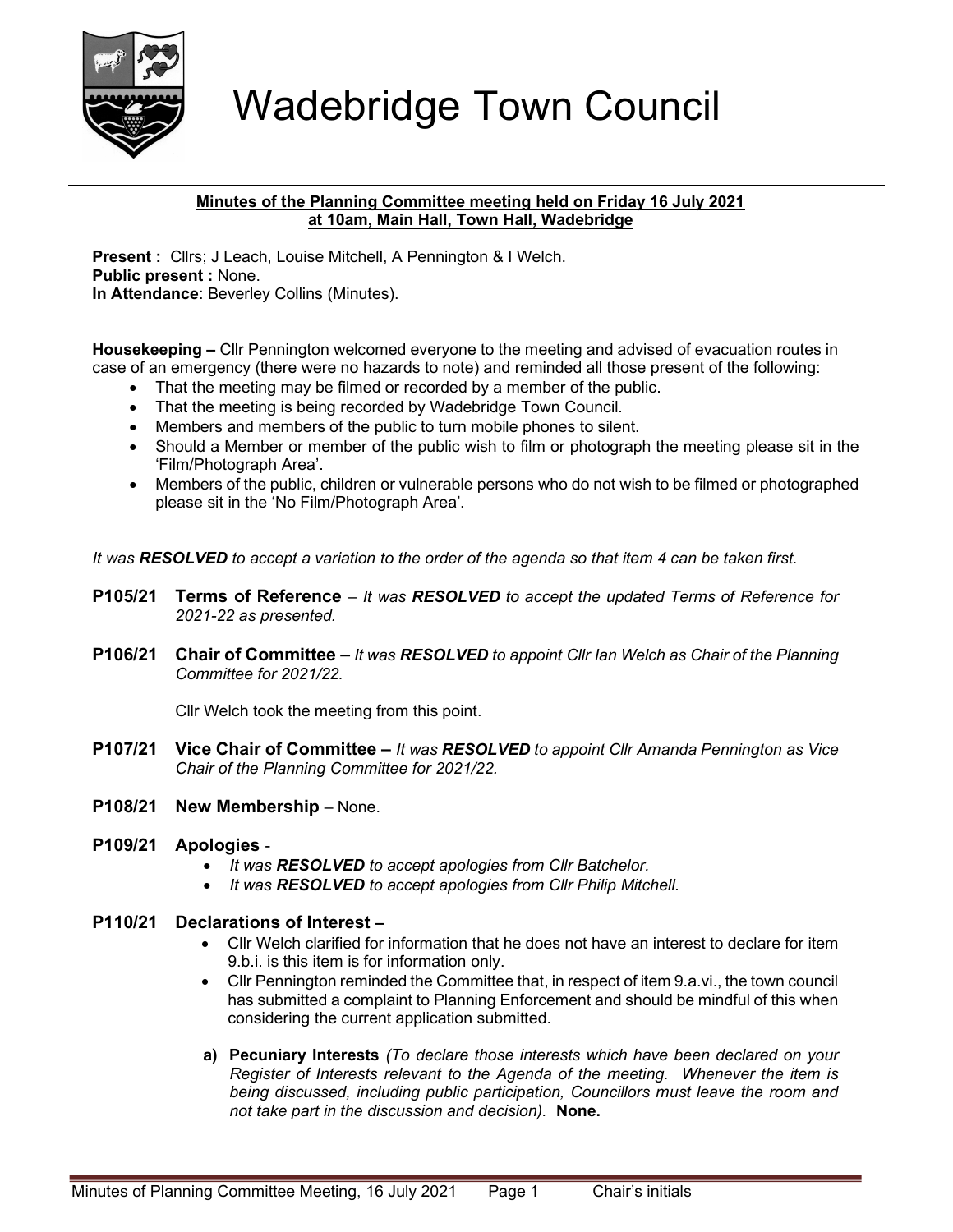# Wadebridge Town Council

**Minutes of the Planning Committee meeting held on Friday 16 July 2021 at 10am, Main Hall, Town Hall, Wadebridge**

**Present :** Cllrs; J Leach, Louise Mitchell, A Pennington & I Welch.
**Public present :** None.
**In Attendance**: Beverley Collins (Minutes).

**Housekeeping –** Cllr Pennington welcomed everyone to the meeting and advised of evacuation routes in case of an emergency (there were no hazards to note) and reminded all those present of the following:

- That the meeting may be filmed or recorded by a member of the public.
- That the meeting is being recorded by Wadebridge Town Council.
- Members and members of the public to turn mobile phones to silent.
- Should a Member or member of the public wish to film or photograph the meeting please sit in the 'Film/Photograph Area'.
- Members of the public, children or vulnerable persons who do not wish to be filmed or photographed please sit in the 'No Film/Photograph Area'.

*It was **RESOLVED** to accept a variation to the order of the agenda so that item 4 can be taken first.*

**P105/21 Terms of Reference** – *It was **RESOLVED** to accept the updated Terms of Reference for 2021-22 as presented.*

**P106/21 Chair of Committee** – *It was **RESOLVED** to appoint Cllr Ian Welch as Chair of the Planning Committee for 2021/22.*

Cllr Welch took the meeting from this point.

**P107/21 Vice Chair of Committee –** *It was **RESOLVED** to appoint Cllr Amanda Pennington as Vice Chair of the Planning Committee for 2021/22.*

**P108/21 New Membership** – None.

**P109/21 Apologies** -

- *It was **RESOLVED** to accept apologies from Cllr Batchelor.*
- *It was **RESOLVED** to accept apologies from Cllr Philip Mitchell.*

**P110/21 Declarations of Interest –**

- Cllr Welch clarified for information that he does not have an interest to declare for item 9.b.i. is this item is for information only.
- Cllr Pennington reminded the Committee that, in respect of item 9.a.vi., the town council has submitted a complaint to Planning Enforcement and should be mindful of this when considering the current application submitted.

**a) Pecuniary Interests** *(To declare those interests which have been declared on your Register of Interests relevant to the Agenda of the meeting. Whenever the item is being discussed, including public participation, Councillors must leave the room and not take part in the discussion and decision).* **None.**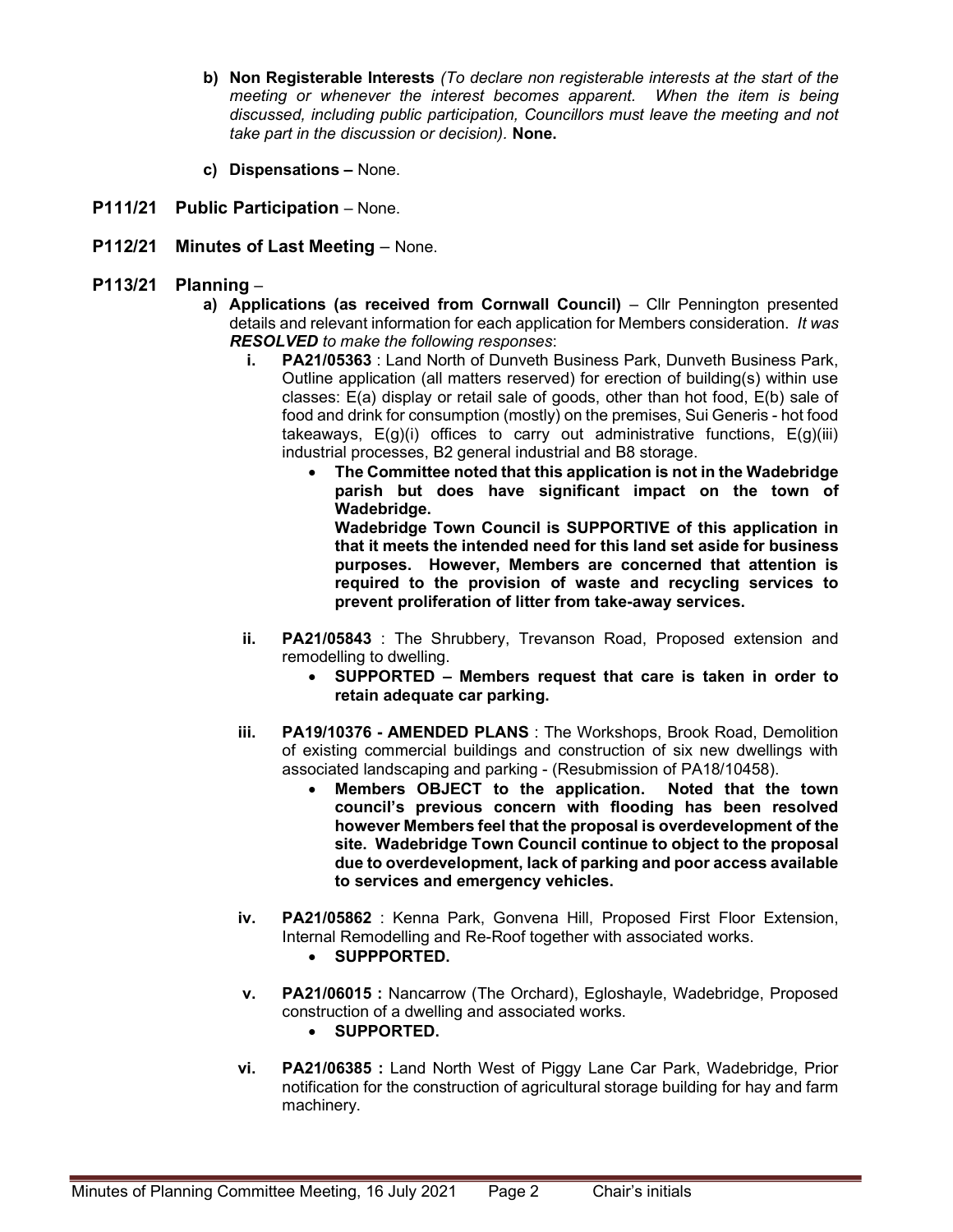b) **Non Registerable Interests** *(To declare non registerable interests at the start of the meeting or whenever the interest becomes apparent. When the item is being discussed, including public participation, Councillors must leave the meeting and not take part in the discussion or decision).* **None.**

c) **Dispensations –** None.

**P111/21 Public Participation** – None.

**P112/21 Minutes of Last Meeting** – None.

**P113/21 Planning** –

a) **Applications (as received from Cornwall Council)** – Cllr Pennington presented details and relevant information for each application for Members consideration. *It was **RESOLVED** to make the following responses*:

i. **PA21/05363** : Land North of Dunveth Business Park, Dunveth Business Park, Outline application (all matters reserved) for erection of building(s) within use classes: E(a) display or retail sale of goods, other than hot food, E(b) sale of food and drink for consumption (mostly) on the premises, Sui Generis - hot food takeaways, E(g)(i) offices to carry out administrative functions, E(g)(iii) industrial processes, B2 general industrial and B8 storage.

- **The Committee noted that this application is not in the Wadebridge parish but does have significant impact on the town of Wadebridge.**
  **Wadebridge Town Council is SUPPORTIVE of this application in that it meets the intended need for this land set aside for business purposes. However, Members are concerned that attention is required to the provision of waste and recycling services to prevent proliferation of litter from take-away services.**

ii. **PA21/05843** : The Shrubbery, Trevanson Road, Proposed extension and remodelling to dwelling.

- **SUPPORTED – Members request that care is taken in order to retain adequate car parking.**

iii. **PA19/10376 - AMENDED PLANS** : The Workshops, Brook Road, Demolition of existing commercial buildings and construction of six new dwellings with associated landscaping and parking - (Resubmission of PA18/10458).

- **Members OBJECT to the application. Noted that the town council's previous concern with flooding has been resolved however Members feel that the proposal is overdevelopment of the site. Wadebridge Town Council continue to object to the proposal due to overdevelopment, lack of parking and poor access available to services and emergency vehicles.**

iv. **PA21/05862** : Kenna Park, Gonvena Hill, Proposed First Floor Extension, Internal Remodelling and Re-Roof together with associated works.

- **SUPPPORTED.**

v. **PA21/06015 :** Nancarrow (The Orchard), Egloshayle, Wadebridge, Proposed construction of a dwelling and associated works.

- **SUPPORTED.**

vi. **PA21/06385 :** Land North West of Piggy Lane Car Park, Wadebridge, Prior notification for the construction of agricultural storage building for hay and farm machinery.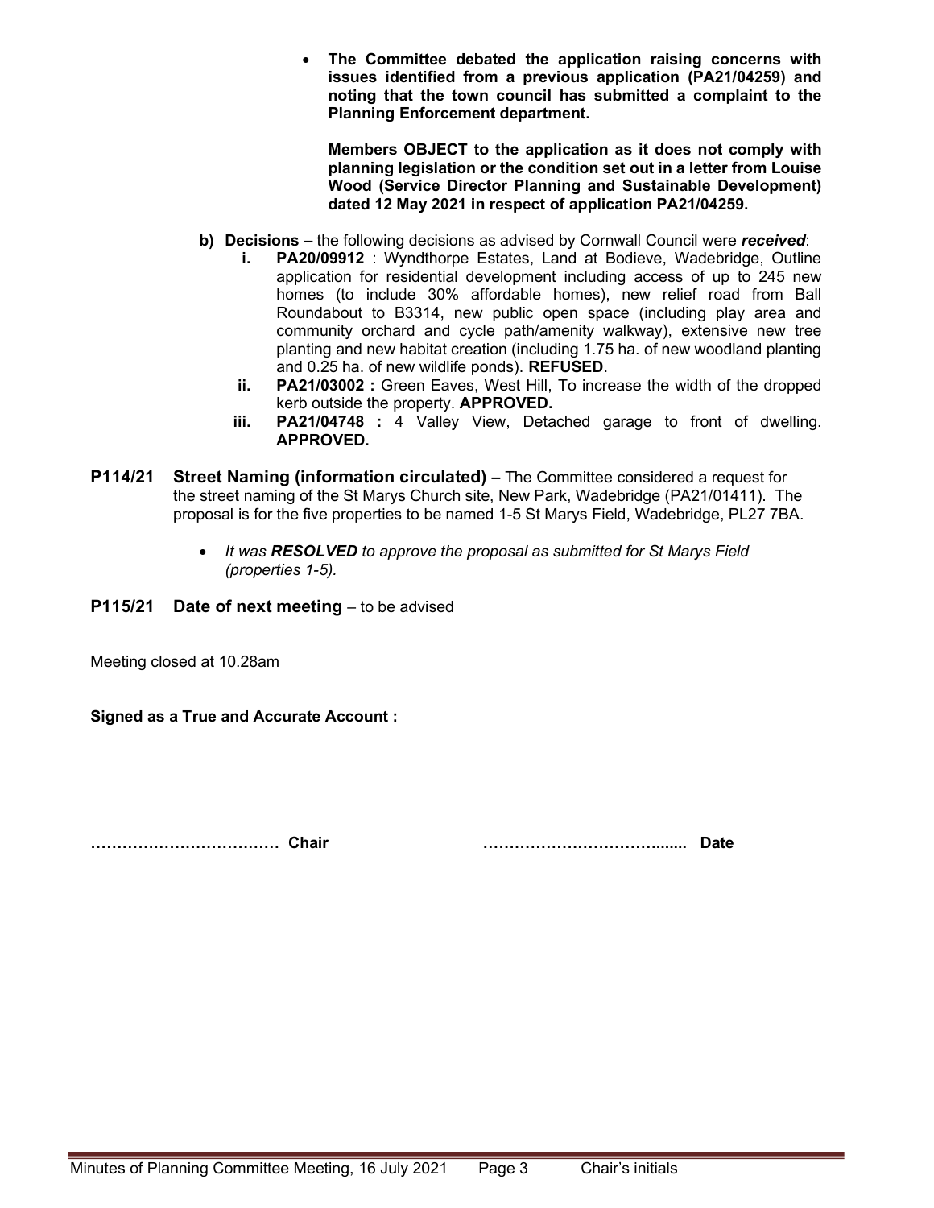- **The Committee debated the application raising concerns with issues identified from a previous application (PA21/04259) and noting that the town council has submitted a complaint to the Planning Enforcement department.**

  **Members OBJECT to the application as it does not comply with planning legislation or the condition set out in a letter from Louise Wood (Service Director Planning and Sustainable Development) dated 12 May 2021 in respect of application PA21/04259.**

**b) Decisions –** the following decisions as advised by Cornwall Council were ***received***:

- **i. PA20/09912** : Wyndthorpe Estates, Land at Bodieve, Wadebridge, Outline application for residential development including access of up to 245 new homes (to include 30% affordable homes), new relief road from Ball Roundabout to B3314, new public open space (including play area and community orchard and cycle path/amenity walkway), extensive new tree planting and new habitat creation (including 1.75 ha. of new woodland planting and 0.25 ha. of new wildlife ponds). **REFUSED**.
- **ii. PA21/03002 :** Green Eaves, West Hill, To increase the width of the dropped kerb outside the property. **APPROVED.**
- **iii. PA21/04748 :** 4 Valley View, Detached garage to front of dwelling. **APPROVED.**

**P114/21 Street Naming (information circulated) –** The Committee considered a request for the street naming of the St Marys Church site, New Park, Wadebridge (PA21/01411). The proposal is for the five properties to be named 1-5 St Marys Field, Wadebridge, PL27 7BA.

- *It was **RESOLVED** to approve the proposal as submitted for St Marys Field (properties 1-5).*

**P115/21 Date of next meeting** – to be advised

Meeting closed at 10.28am

**Signed as a True and Accurate Account :**

**……………………………… Chair** **…………………………....... Date**